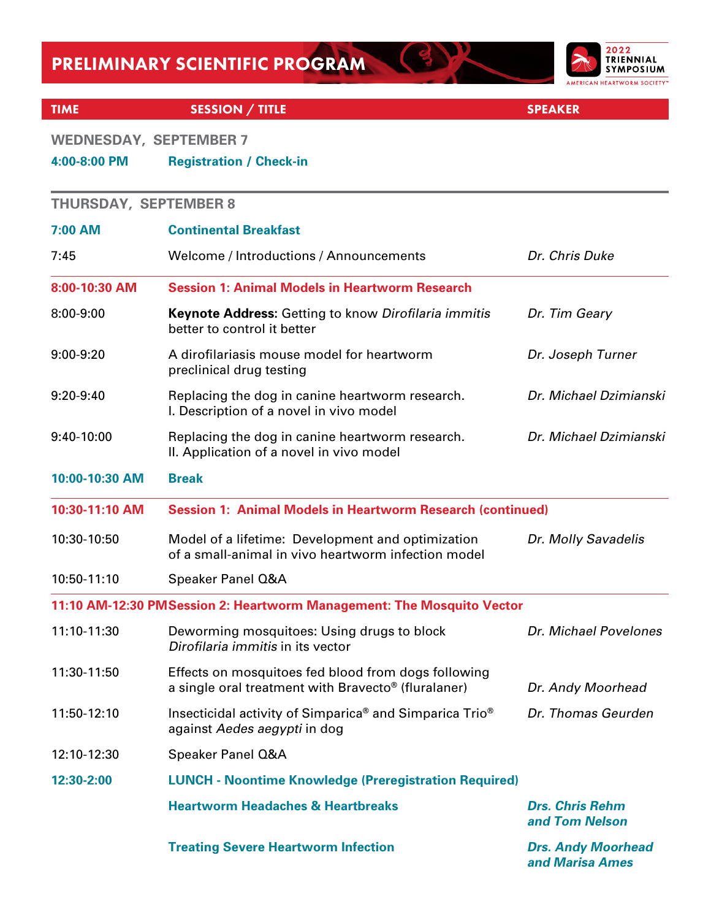# PRELIMINARY SCIENTIFIC PROGRAM

2022 TRIENNIAL SYMPOSIUM
AMERICAN HEARTWORM SOCIETY™

| TIME | SESSION / TITLE | SPEAKER |
|---|---|---|
| **WEDNESDAY, SEPTEMBER 7** | | |
| **4:00-8:00 PM** | **Registration / Check-in** | |
| **THURSDAY, SEPTEMBER 8** | | |
| **7:00 AM** | **Continental Breakfast** | |
| 7:45 | Welcome / Introductions / Announcements | *Dr. Chris Duke* |
| **8:00-10:30 AM** | **Session 1: Animal Models in Heartworm Research** | |
| 8:00-9:00 | **Keynote Address:** Getting to know *Dirofilaria immitis* better to control it better | *Dr. Tim Geary* |
| 9:00-9:20 | A dirofilariasis mouse model for heartworm preclinical drug testing | *Dr. Joseph Turner* |
| 9:20-9:40 | Replacing the dog in canine heartworm research. I. Description of a novel in vivo model | *Dr. Michael Dzimianski* |
| 9:40-10:00 | Replacing the dog in canine heartworm research. II. Application of a novel in vivo model | *Dr. Michael Dzimianski* |
| **10:00-10:30 AM** | **Break** | |
| **10:30-11:10 AM** | **Session 1: Animal Models in Heartworm Research (continued)** | |
| 10:30-10:50 | Model of a lifetime: Development and optimization of a small-animal in vivo heartworm infection model | *Dr. Molly Savadelis* |
| 10:50-11:10 | Speaker Panel Q&A | |
| **11:10 AM-12:30 PM** | **Session 2: Heartworm Management: The Mosquito Vector** | |
| 11:10-11:30 | Deworming mosquitoes: Using drugs to block *Dirofilaria immitis* in its vector | *Dr. Michael Povelones* |
| 11:30-11:50 | Effects on mosquitoes fed blood from dogs following a single oral treatment with Bravecto® (fluralaner) | *Dr. Andy Moorhead* |
| 11:50-12:10 | Insecticidal activity of Simparica® and Simparica Trio® against *Aedes aegypti* in dog | *Dr. Thomas Geurden* |
| 12:10-12:30 | Speaker Panel Q&A | |
| **12:30-2:00** | **LUNCH - Noontime Knowledge (Preregistration Required)** | |
| | **Heartworm Headaches & Heartbreaks** | ***Drs. Chris Rehm and Tom Nelson*** |
| | **Treating Severe Heartworm Infection** | ***Drs. Andy Moorhead and Marisa Ames*** |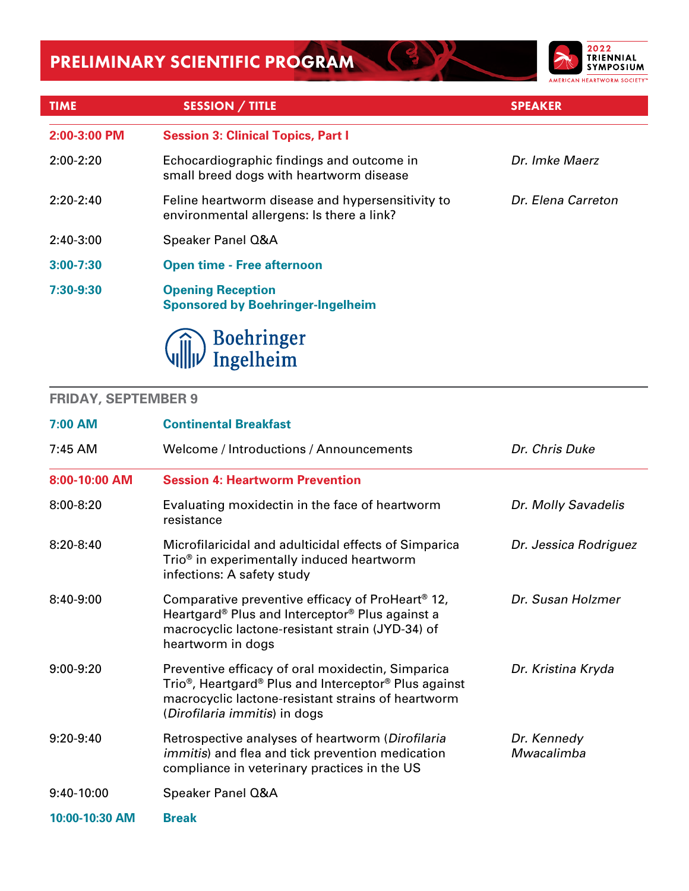# PRELIMINARY SCIENTIFIC PROGRAM

2022 TRIENNIAL SYMPOSIUM
AMERICAN HEARTWORM SOCIETY™

| TIME | SESSION / TITLE | SPEAKER |
|---|---|---|
| **2:00-3:00 PM** | **Session 3: Clinical Topics, Part I** | |
| 2:00-2:20 | Echocardiographic findings and outcome in small breed dogs with heartworm disease | *Dr. Imke Maerz* |
| 2:20-2:40 | Feline heartworm disease and hypersensitivity to environmental allergens: Is there a link? | *Dr. Elena Carreton* |
| 2:40-3:00 | Speaker Panel Q&A | |
| **3:00-7:30** | **Open time - Free afternoon** | |
| **7:30-9:30** | **Opening Reception Sponsored by Boehringer-Ingelheim** | |

Boehringer Ingelheim

## FRIDAY, SEPTEMBER 9

| TIME | SESSION / TITLE | SPEAKER |
|---|---|---|
| **7:00 AM** | **Continental Breakfast** | |
| 7:45 AM | Welcome / Introductions / Announcements | *Dr. Chris Duke* |
| **8:00-10:00 AM** | **Session 4: Heartworm Prevention** | |
| 8:00-8:20 | Evaluating moxidectin in the face of heartworm resistance | *Dr. Molly Savadelis* |
| 8:20-8:40 | Microfilaricidal and adulticidal effects of Simparica Trio® in experimentally induced heartworm infections: A safety study | *Dr. Jessica Rodriguez* |
| 8:40-9:00 | Comparative preventive efficacy of ProHeart® 12, Heartgard® Plus and Interceptor® Plus against a macrocyclic lactone-resistant strain (JYD-34) of heartworm in dogs | *Dr. Susan Holzmer* |
| 9:00-9:20 | Preventive efficacy of oral moxidectin, Simparica Trio®, Heartgard® Plus and Interceptor® Plus against macrocyclic lactone-resistant strains of heartworm (*Dirofilaria immitis*) in dogs | *Dr. Kristina Kryda* |
| 9:20-9:40 | Retrospective analyses of heartworm (*Dirofilaria immitis*) and flea and tick prevention medication compliance in veterinary practices in the US | *Dr. Kennedy Mwacalimba* |
| 9:40-10:00 | Speaker Panel Q&A | |
| **10:00-10:30 AM** | **Break** | |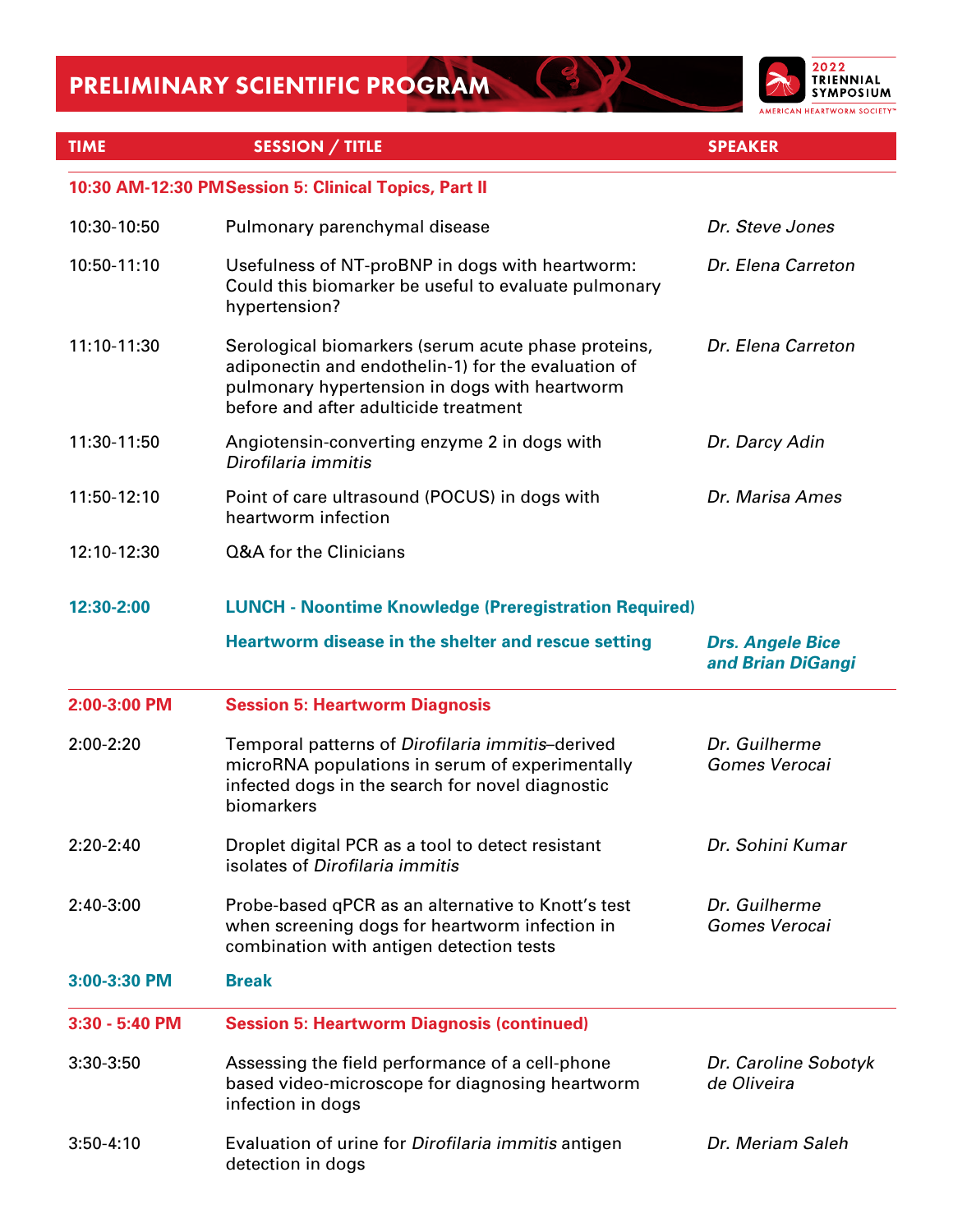# PRELIMINARY SCIENTIFIC PROGRAM

2022 TRIENNIAL SYMPOSIUM
AMERICAN HEARTWORM SOCIETY™

| TIME | SESSION / TITLE | SPEAKER |
|---|---|---|
| **10:30 AM-12:30 PM** | **Session 5: Clinical Topics, Part II** | |
| 10:30-10:50 | Pulmonary parenchymal disease | *Dr. Steve Jones* |
| 10:50-11:10 | Usefulness of NT-proBNP in dogs with heartworm: Could this biomarker be useful to evaluate pulmonary hypertension? | *Dr. Elena Carreton* |
| 11:10-11:30 | Serological biomarkers (serum acute phase proteins, adiponectin and endothelin-1) for the evaluation of pulmonary hypertension in dogs with heartworm before and after adulticide treatment | *Dr. Elena Carreton* |
| 11:30-11:50 | Angiotensin-converting enzyme 2 in dogs with *Dirofilaria immitis* | *Dr. Darcy Adin* |
| 11:50-12:10 | Point of care ultrasound (POCUS) in dogs with heartworm infection | *Dr. Marisa Ames* |
| 12:10-12:30 | Q&A for the Clinicians | |
| **12:30-2:00** | **LUNCH - Noontime Knowledge (Preregistration Required)** | |
| | **Heartworm disease in the shelter and rescue setting** | ***Drs. Angele Bice and Brian DiGangi*** |
| **2:00-3:00 PM** | **Session 5: Heartworm Diagnosis** | |
| 2:00-2:20 | Temporal patterns of *Dirofilaria immitis*–derived microRNA populations in serum of experimentally infected dogs in the search for novel diagnostic biomarkers | *Dr. Guilherme Gomes Verocai* |
| 2:20-2:40 | Droplet digital PCR as a tool to detect resistant isolates of *Dirofilaria immitis* | *Dr. Sohini Kumar* |
| 2:40-3:00 | Probe-based qPCR as an alternative to Knott's test when screening dogs for heartworm infection in combination with antigen detection tests | *Dr. Guilherme Gomes Verocai* |
| **3:00-3:30 PM** | **Break** | |
| **3:30 - 5:40 PM** | **Session 5: Heartworm Diagnosis (continued)** | |
| 3:30-3:50 | Assessing the field performance of a cell-phone based video-microscope for diagnosing heartworm infection in dogs | *Dr. Caroline Sobotyk de Oliveira* |
| 3:50-4:10 | Evaluation of urine for *Dirofilaria immitis* antigen detection in dogs | *Dr. Meriam Saleh* |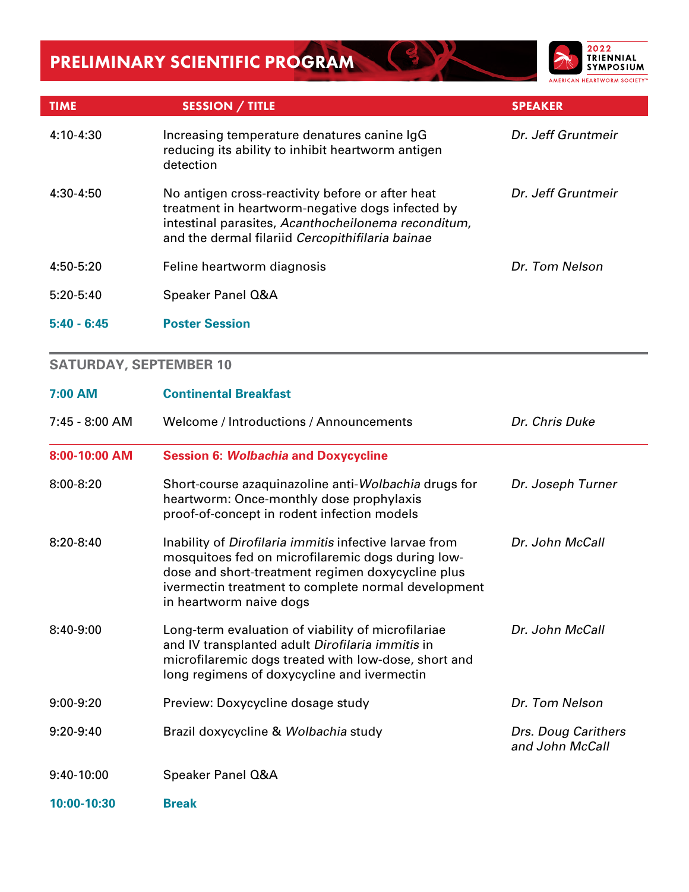# PRELIMINARY SCIENTIFIC PROGRAM

2022 TRIENNIAL SYMPOSIUM
AMERICAN HEARTWORM SOCIETY™

| TIME | SESSION / TITLE | SPEAKER |
|---|---|---|
| 4:10-4:30 | Increasing temperature denatures canine IgG reducing its ability to inhibit heartworm antigen detection | *Dr. Jeff Gruntmeir* |
| 4:30-4:50 | No antigen cross-reactivity before or after heat treatment in heartworm-negative dogs infected by intestinal parasites, *Acanthocheilonema reconditum*, and the dermal filariid *Cercopithifilaria bainae* | *Dr. Jeff Gruntmeir* |
| 4:50-5:20 | Feline heartworm diagnosis | *Dr. Tom Nelson* |
| 5:20-5:40 | Speaker Panel Q&A | |
| **5:40 - 6:45** | **Poster Session** | |

## SATURDAY, SEPTEMBER 10

| TIME | SESSION / TITLE | SPEAKER |
|---|---|---|
| **7:00 AM** | **Continental Breakfast** | |
| 7:45 - 8:00 AM | Welcome / Introductions / Announcements | *Dr. Chris Duke* |
| **8:00-10:00 AM** | **Session 6: *Wolbachia* and Doxycycline** | |
| 8:00-8:20 | Short-course azaquinazoline anti-*Wolbachia* drugs for heartworm: Once-monthly dose prophylaxis proof-of-concept in rodent infection models | *Dr. Joseph Turner* |
| 8:20-8:40 | Inability of *Dirofilaria immitis* infective larvae from mosquitoes fed on microfilaremic dogs during low-dose and short-treatment regimen doxycycline plus ivermectin treatment to complete normal development in heartworm naive dogs | *Dr. John McCall* |
| 8:40-9:00 | Long-term evaluation of viability of microfilariae and IV transplanted adult *Dirofilaria immitis* in microfilaremic dogs treated with low-dose, short and long regimens of doxycycline and ivermectin | *Dr. John McCall* |
| 9:00-9:20 | Preview: Doxycycline dosage study | *Dr. Tom Nelson* |
| 9:20-9:40 | Brazil doxycycline & *Wolbachia* study | *Drs. Doug Carithers and John McCall* |
| 9:40-10:00 | Speaker Panel Q&A | |
| **10:00-10:30** | **Break** | |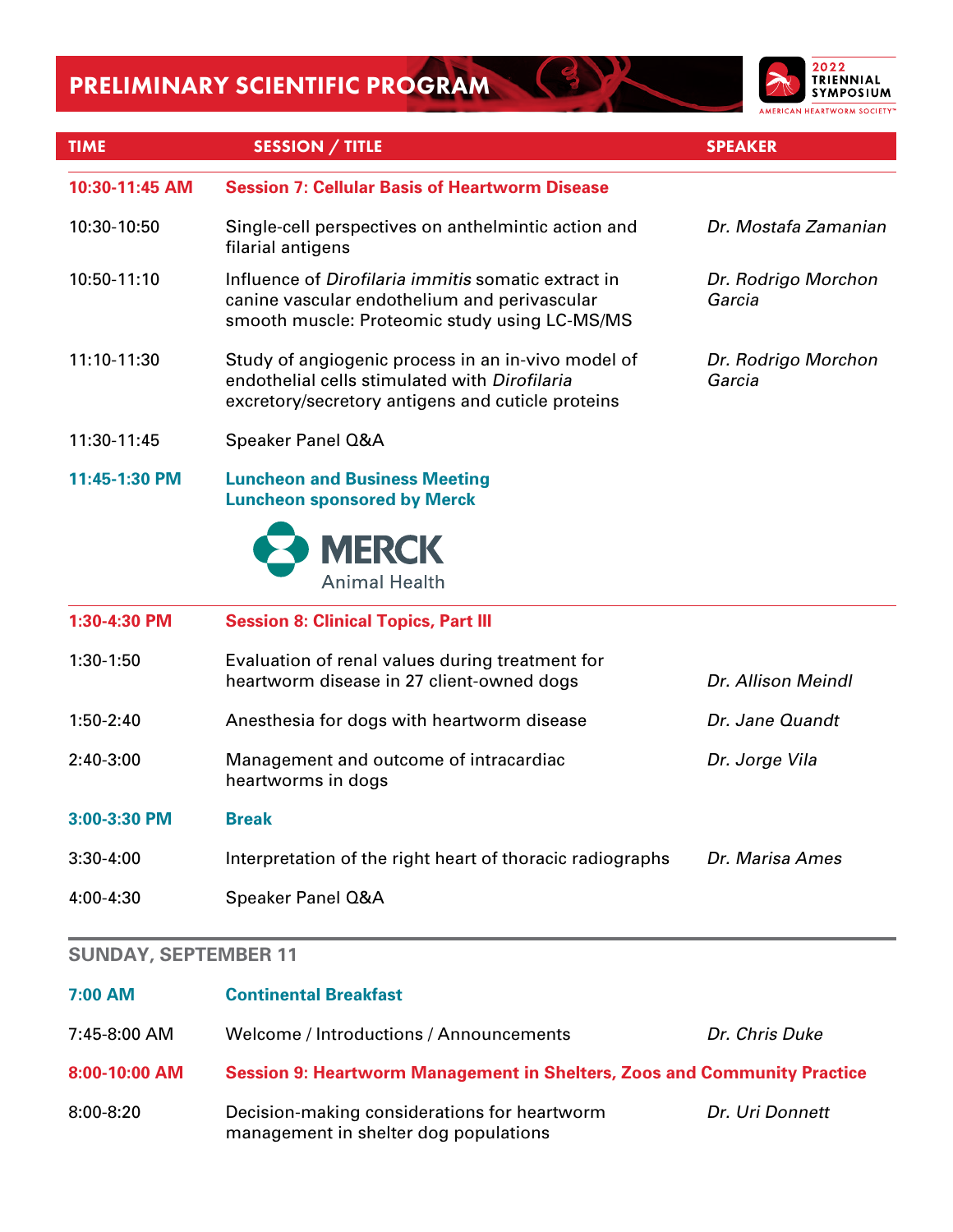# PRELIMINARY SCIENTIFIC PROGRAM

2022 TRIENNIAL SYMPOSIUM
AMERICAN HEARTWORM SOCIETY™

| TIME | SESSION / TITLE | SPEAKER |
|---|---|---|
| **10:30-11:45 AM** | **Session 7: Cellular Basis of Heartworm Disease** | |
| 10:30-10:50 | Single-cell perspectives on anthelmintic action and filarial antigens | *Dr. Mostafa Zamanian* |
| 10:50-11:10 | Influence of *Dirofilaria immitis* somatic extract in canine vascular endothelium and perivascular smooth muscle: Proteomic study using LC-MS/MS | *Dr. Rodrigo Morchon Garcia* |
| 11:10-11:30 | Study of angiogenic process in an in-vivo model of endothelial cells stimulated with *Dirofilaria* excretory/secretory antigens and cuticle proteins | *Dr. Rodrigo Morchon Garcia* |
| 11:30-11:45 | Speaker Panel Q&A | |
| **11:45-1:30 PM** | **Luncheon and Business Meeting**<br>**Luncheon sponsored by Merck**<br>MERCK Animal Health | |
| **1:30-4:30 PM** | **Session 8: Clinical Topics, Part III** | |
| 1:30-1:50 | Evaluation of renal values during treatment for heartworm disease in 27 client-owned dogs | *Dr. Allison Meindl* |
| 1:50-2:40 | Anesthesia for dogs with heartworm disease | *Dr. Jane Quandt* |
| 2:40-3:00 | Management and outcome of intracardiac heartworms in dogs | *Dr. Jorge Vila* |
| **3:00-3:30 PM** | **Break** | |
| 3:30-4:00 | Interpretation of the right heart of thoracic radiographs | *Dr. Marisa Ames* |
| 4:00-4:30 | Speaker Panel Q&A | |

## SUNDAY, SEPTEMBER 11

| TIME | SESSION / TITLE | SPEAKER |
|---|---|---|
| **7:00 AM** | **Continental Breakfast** | |
| 7:45-8:00 AM | Welcome / Introductions / Announcements | *Dr. Chris Duke* |
| **8:00-10:00 AM** | **Session 9: Heartworm Management in Shelters, Zoos and Community Practice** | |
| 8:00-8:20 | Decision-making considerations for heartworm management in shelter dog populations | *Dr. Uri Donnett* |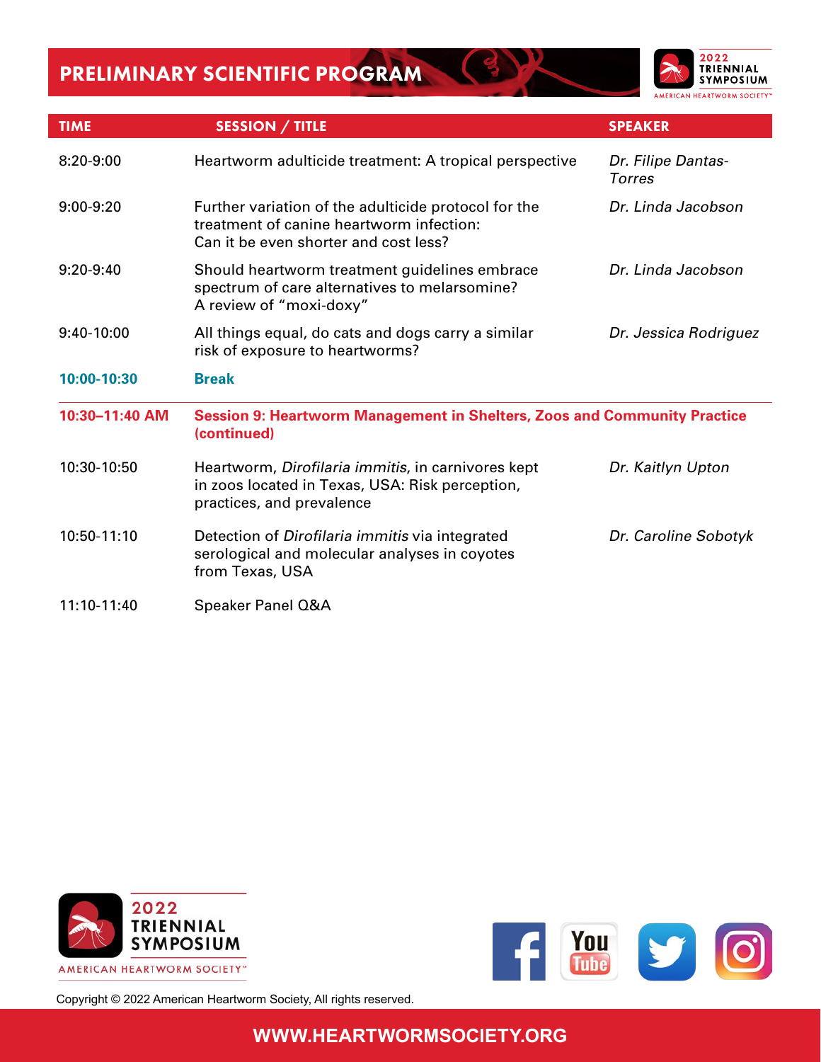## PRELIMINARY SCIENTIFIC PROGRAM

| TIME | SESSION / TITLE | SPEAKER |
|---|---|---|
| 8:20-9:00 | Heartworm adulticide treatment: A tropical perspective | *Dr. Filipe Dantas-Torres* |
| 9:00-9:20 | Further variation of the adulticide protocol for the treatment of canine heartworm infection: Can it be even shorter and cost less? | *Dr. Linda Jacobson* |
| 9:20-9:40 | Should heartworm treatment guidelines embrace spectrum of care alternatives to melarsomine? A review of "moxi-doxy" | *Dr. Linda Jacobson* |
| 9:40-10:00 | All things equal, do cats and dogs carry a similar risk of exposure to heartworms? | *Dr. Jessica Rodriguez* |
| **10:00-10:30** | **Break** | |
| **10:30–11:40 AM** | **Session 9: Heartworm Management in Shelters, Zoos and Community Practice (continued)** | |
| 10:30-10:50 | Heartworm, *Dirofilaria immitis*, in carnivores kept in zoos located in Texas, USA: Risk perception, practices, and prevalence | *Dr. Kaitlyn Upton* |
| 10:50-11:10 | Detection of *Dirofilaria immitis* via integrated serological and molecular analyses in coyotes from Texas, USA | *Dr. Caroline Sobotyk* |
| 11:10-11:40 | Speaker Panel Q&A | |

2022 TRIENNIAL SYMPOSIUM
AMERICAN HEARTWORM SOCIETY™

Copyright © 2022 American Heartworm Society, All rights reserved.

WWW.HEARTWORMSOCIETY.ORG